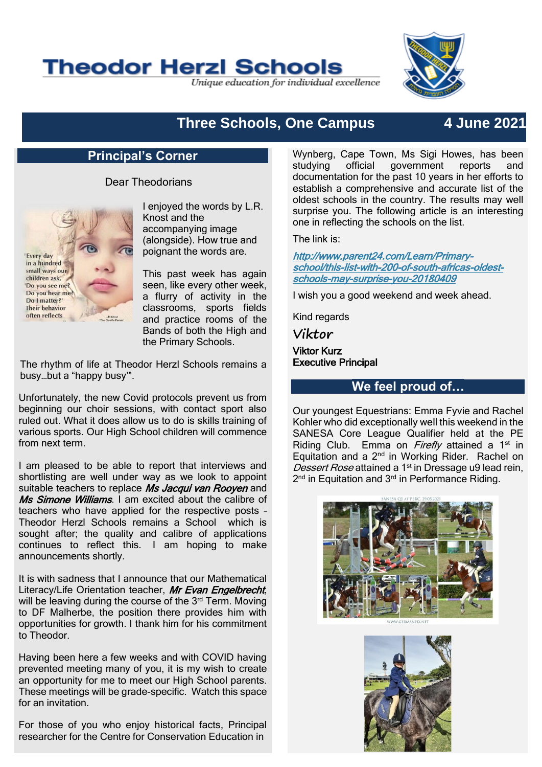# Theodor Herzl Schools

*Unique education for individual excellence*

## Three Schools, One Campus — 4 June 2021

## Principal's Corner

Dear Theodorians

I enjoyed the words by L.R. Knost and the accompanying image (alongside). How true and poignant the words are.

This past week has again seen, like every other week, a flurry of activity in the classrooms, sports fields and practice rooms of the Bands of both the High and the Primary Schools.

The rhythm of life at Theodor Herzl Schools remains a busy…but a "happy busy'".

Unfortunately, the new Covid protocols prevent us from beginning our choir sessions, with contact sport also ruled out. What it does allow us to do is skills training of various sports. Our High School children will commence from next term.

I am pleased to be able to report that interviews and shortlisting are well under way as we look to appoint suitable teachers to replace ***Ms Jacqui van Rooyen*** and ***Ms Simone Williams***. I am excited about the calibre of teachers who have applied for the respective posts – Theodor Herzl Schools remains a School which is sought after; the quality and calibre of applications continues to reflect this. I am hoping to make announcements shortly.

It is with sadness that I announce that our Mathematical Literacy/Life Orientation teacher, ***Mr Evan Engelbrecht***, will be leaving during the course of the 3rd Term. Moving to DF Malherbe, the position there provides him with opportunities for growth. I thank him for his commitment to Theodor.

Having been here a few weeks and with COVID having prevented meeting many of you, it is my wish to create an opportunity for me to meet our High School parents. These meetings will be grade-specific. Watch this space for an invitation.

For those of you who enjoy historical facts, Principal researcher for the Centre for Conservation Education in Wynberg, Cape Town, Ms Sigi Howes, has been studying official government reports and documentation for the past 10 years in her efforts to establish a comprehensive and accurate list of the oldest schools in the country. The results may well surprise you. The following article is an interesting one in reflecting the schools on the list.

The link is:

http://www.parent24.com/Learn/Primary-school/this-list-with-200-of-south-africas-oldest-schools-may-surprise-you-20180409

I wish you a good weekend and week ahead.

Kind regards

*Viktor*

**Viktor Kurz**
**Executive Principal**

## We feel proud of…

Our youngest Equestrians: Emma Fyvie and Rachel Kohler who did exceptionally well this weekend in the SANESA Core League Qualifier held at the PE Riding Club. Emma on *Firefly* attained a 1st in Equitation and a 2nd in Working Rider. Rachel on *Dessert Rose* attained a 1st in Dressage u9 lead rein, 2nd in Equitation and 3rd in Performance Riding.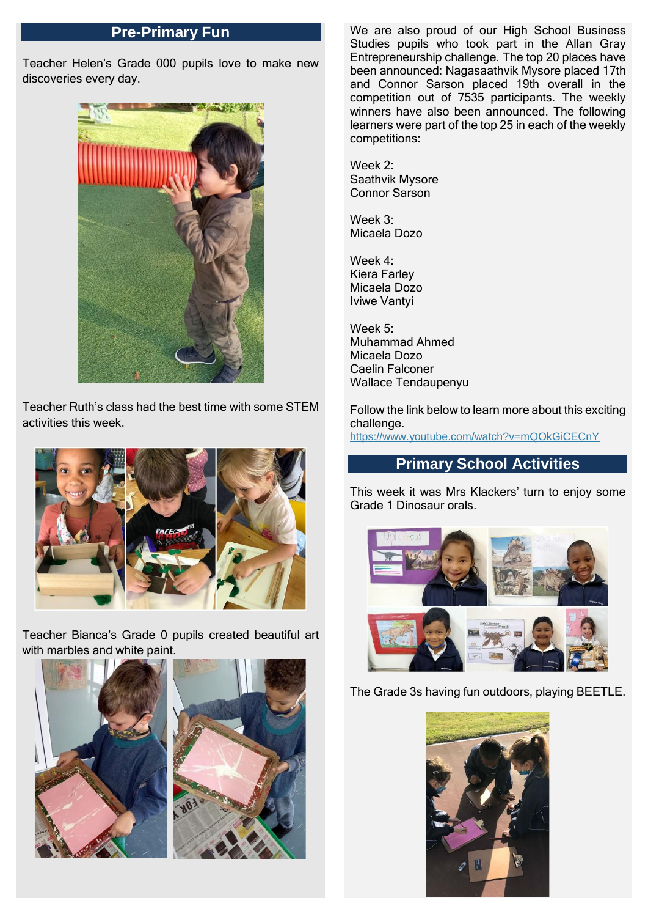## Pre-Primary Fun

Teacher Helen's Grade 000 pupils love to make new discoveries every day.

Teacher Ruth's class had the best time with some STEM activities this week.

Teacher Bianca's Grade 0 pupils created beautiful art with marbles and white paint.

We are also proud of our High School Business Studies pupils who took part in the Allan Gray Entrepreneurship challenge. The top 20 places have been announced: Nagasaathvik Mysore placed 17th and Connor Sarson placed 19th overall in the competition out of 7535 participants. The weekly winners have also been announced. The following learners were part of the top 25 in each of the weekly competitions:

Week 2:
Saathvik Mysore
Connor Sarson

Week 3:
Micaela Dozo

Week 4:
Kiera Farley
Micaela Dozo
Iviwe Vantyi

Week 5:
Muhammad Ahmed
Micaela Dozo
Caelin Falconer
Wallace Tendaupenyu

Follow the link below to learn more about this exciting challenge.
https://www.youtube.com/watch?v=mQOkGiCECnY

## Primary School Activities

This week it was Mrs Klackers' turn to enjoy some Grade 1 Dinosaur orals.

The Grade 3s having fun outdoors, playing BEETLE.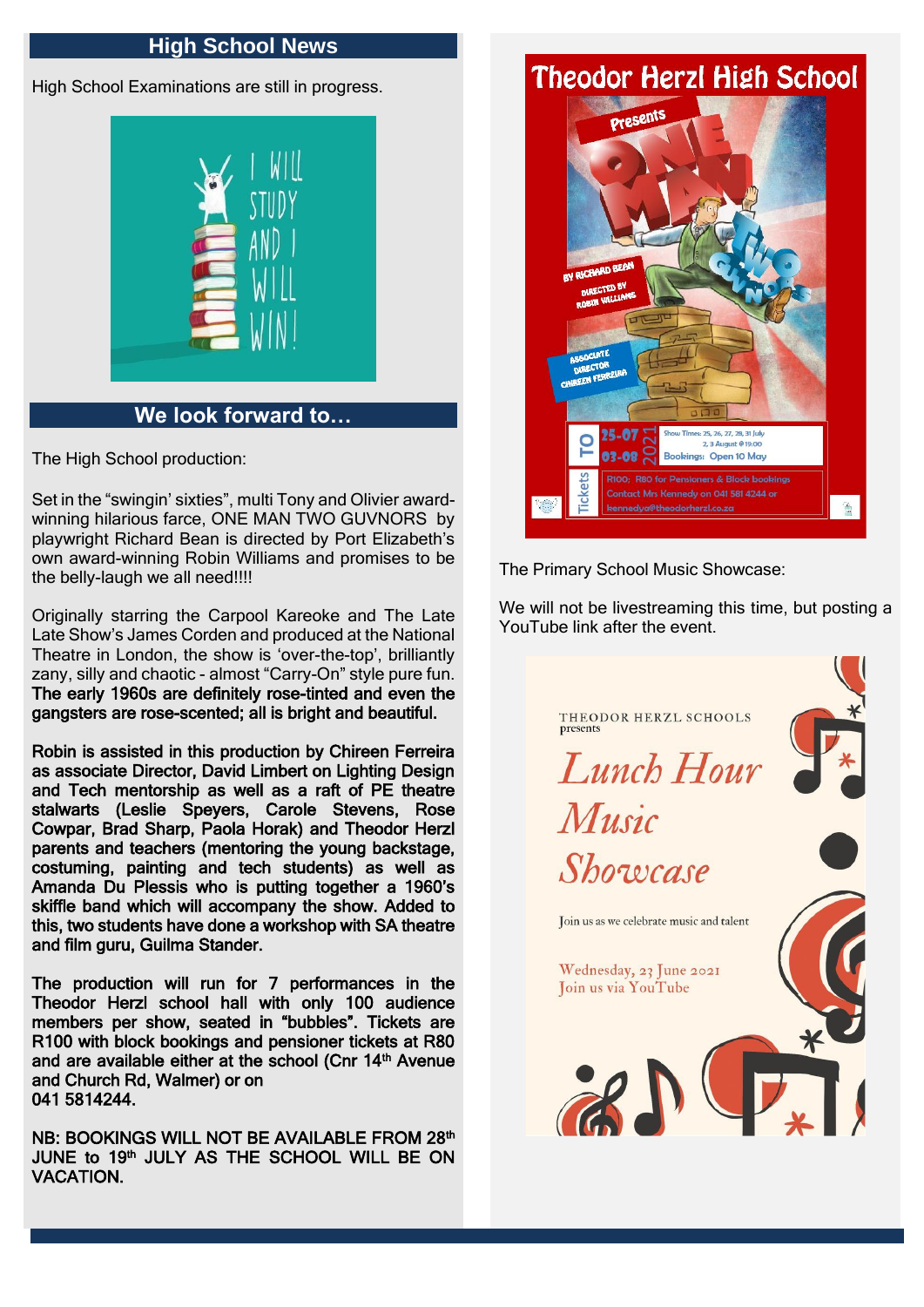## High School News

High School Examinations are still in progress.

I WILL STUDY AND I WILL WIN!

## We look forward to…

The High School production:

Set in the "swingin' sixties", multi Tony and Olivier award-winning hilarious farce, ONE MAN TWO GUVNORS by playwright Richard Bean is directed by Port Elizabeth's own award-winning Robin Williams and promises to be the belly-laugh we all need!!!!

Originally starring the Carpool Kareoke and The Late Late Show's James Corden and produced at the National Theatre in London, the show is 'over-the-top', brilliantly zany, silly and chaotic - almost "Carry-On" style pure fun. **The early 1960s are definitely rose-tinted and even the gangsters are rose-scented; all is bright and beautiful.**

**Robin is assisted in this production by Chireen Ferreira as associate Director, David Limbert on Lighting Design and Tech mentorship as well as a raft of PE theatre stalwarts (Leslie Speyers, Carole Stevens, Rose Cowpar, Brad Sharp, Paola Horak) and Theodor Herzl parents and teachers (mentoring the young backstage, costuming, painting and tech students) as well as Amanda Du Plessis who is putting together a 1960's skiffle band which will accompany the show. Added to this, two students have done a workshop with SA theatre and film guru, Guilma Stander.**

**The production will run for 7 performances in the Theodor Herzl school hall with only 100 audience members per show, seated in "bubbles". Tickets are R100 with block bookings and pensioner tickets at R80 and are available either at the school (Cnr 14th Avenue and Church Rd, Walmer) or on 041 5814244.**

**NB: BOOKINGS WILL NOT BE AVAILABLE FROM 28th JUNE to 19th JULY AS THE SCHOOL WILL BE ON VACATION.**

Theodor Herzl High School

Presents

ONE MAN TWO GUVNORS

BY RICHARD BEAN

DIRECTED BY ROBIN WILLIAMS

ASSOCIATE DIRECTOR CHIREEN FERREIRA

25-07 TO 03-08 2021

Show Times: 25, 26, 27, 28, 31 July 2, 3 August @ 19:00

Bookings: Open 10 May

Tickets: R100; R80 for Pensioners & Block bookings

Contact Mrs Kennedy on 041 581 4244 or kennedya@theodorherzl.co.za

The Primary School Music Showcase:

We will not be livestreaming this time, but posting a YouTube link after the event.

THEODOR HERZL SCHOOLS presents

*Lunch Hour Music Showcase*

Join us as we celebrate music and talent

Wednesday, 23 June 2021

Join us via YouTube